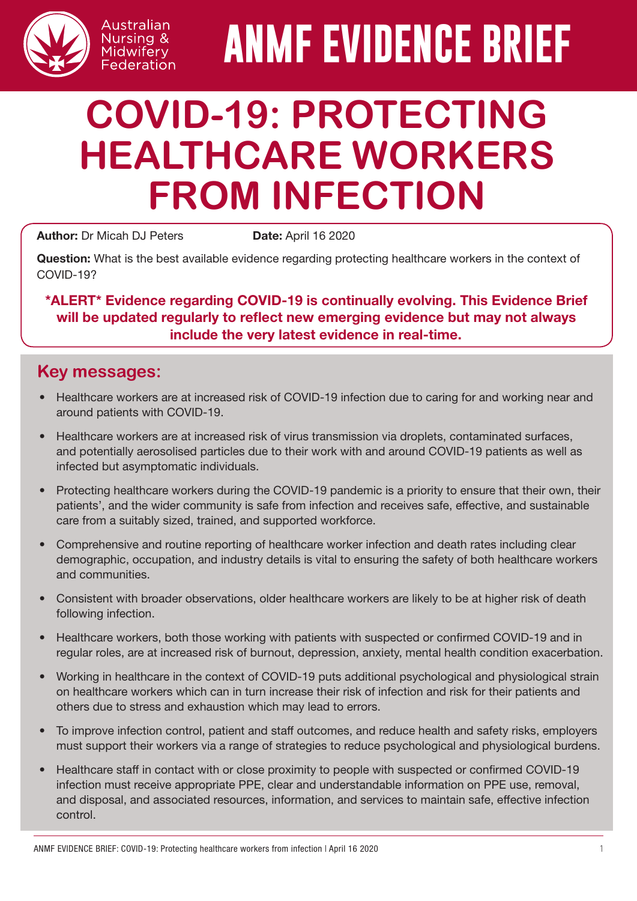Australian Nursing & Midwifery Federation

# ANMF EVIDENCE BRIEF

# COVID-19: PROTECTING HEALTHCARE WORKERS FROM INFECTION

**Author:** Dr Micah DJ Peters **Date:** April 16 2020

**Question:** What is the best available evidence regarding protecting healthcare workers in the context of COVID-19?

**\*ALERT\* Evidence regarding COVID-19 is continually evolving. This Evidence Brief will be updated regularly to reflect new emerging evidence but may not always include the very latest evidence in real-time.**

## Key messages:

- Healthcare workers are at increased risk of COVID-19 infection due to caring for and working near and around patients with COVID-19.
- Healthcare workers are at increased risk of virus transmission via droplets, contaminated surfaces, and potentially aerosolised particles due to their work with and around COVID-19 patients as well as infected but asymptomatic individuals.
- Protecting healthcare workers during the COVID-19 pandemic is a priority to ensure that their own, their patients', and the wider community is safe from infection and receives safe, effective, and sustainable care from a suitably sized, trained, and supported workforce.
- Comprehensive and routine reporting of healthcare worker infection and death rates including clear demographic, occupation, and industry details is vital to ensuring the safety of both healthcare workers and communities.
- Consistent with broader observations, older healthcare workers are likely to be at higher risk of death following infection.
- Healthcare workers, both those working with patients with suspected or confirmed COVID-19 and in regular roles, are at increased risk of burnout, depression, anxiety, mental health condition exacerbation.
- Working in healthcare in the context of COVID-19 puts additional psychological and physiological strain on healthcare workers which can in turn increase their risk of infection and risk for their patients and others due to stress and exhaustion which may lead to errors.
- To improve infection control, patient and staff outcomes, and reduce health and safety risks, employers must support their workers via a range of strategies to reduce psychological and physiological burdens.
- Healthcare staff in contact with or close proximity to people with suspected or confirmed COVID-19 infection must receive appropriate PPE, clear and understandable information on PPE use, removal, and disposal, and associated resources, information, and services to maintain safe, effective infection control.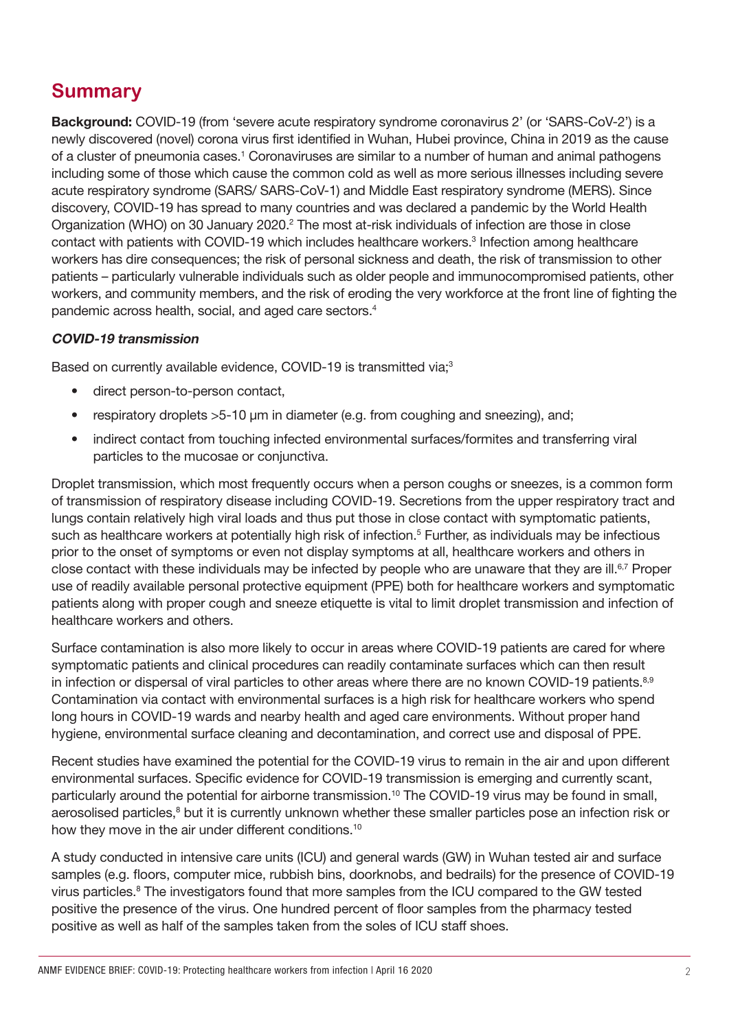## Summary

**Background:** COVID-19 (from 'severe acute respiratory syndrome coronavirus 2' (or 'SARS-CoV-2') is a newly discovered (novel) corona virus first identified in Wuhan, Hubei province, China in 2019 as the cause of a cluster of pneumonia cases.[1] Coronaviruses are similar to a number of human and animal pathogens including some of those which cause the common cold as well as more serious illnesses including severe acute respiratory syndrome (SARS/ SARS-CoV-1) and Middle East respiratory syndrome (MERS). Since discovery, COVID-19 has spread to many countries and was declared a pandemic by the World Health Organization (WHO) on 30 January 2020.[2] The most at-risk individuals of infection are those in close contact with patients with COVID-19 which includes healthcare workers.[3] Infection among healthcare workers has dire consequences; the risk of personal sickness and death, the risk of transmission to other patients – particularly vulnerable individuals such as older people and immunocompromised patients, other workers, and community members, and the risk of eroding the very workforce at the front line of fighting the pandemic across health, social, and aged care sectors.[4]

### *COVID-19 transmission*

Based on currently available evidence, COVID-19 is transmitted via;[3]

- direct person-to-person contact,
- respiratory droplets >5-10 μm in diameter (e.g. from coughing and sneezing), and;
- indirect contact from touching infected environmental surfaces/formites and transferring viral particles to the mucosae or conjunctiva.

Droplet transmission, which most frequently occurs when a person coughs or sneezes, is a common form of transmission of respiratory disease including COVID-19. Secretions from the upper respiratory tract and lungs contain relatively high viral loads and thus put those in close contact with symptomatic patients, such as healthcare workers at potentially high risk of infection.[5] Further, as individuals may be infectious prior to the onset of symptoms or even not display symptoms at all, healthcare workers and others in close contact with these individuals may be infected by people who are unaware that they are ill.[6,7] Proper use of readily available personal protective equipment (PPE) both for healthcare workers and symptomatic patients along with proper cough and sneeze etiquette is vital to limit droplet transmission and infection of healthcare workers and others.

Surface contamination is also more likely to occur in areas where COVID-19 patients are cared for where symptomatic patients and clinical procedures can readily contaminate surfaces which can then result in infection or dispersal of viral particles to other areas where there are no known COVID-19 patients.[8,9] Contamination via contact with environmental surfaces is a high risk for healthcare workers who spend long hours in COVID-19 wards and nearby health and aged care environments. Without proper hand hygiene, environmental surface cleaning and decontamination, and correct use and disposal of PPE.

Recent studies have examined the potential for the COVID-19 virus to remain in the air and upon different environmental surfaces. Specific evidence for COVID-19 transmission is emerging and currently scant, particularly around the potential for airborne transmission.[10] The COVID-19 virus may be found in small, aerosolised particles,[8] but it is currently unknown whether these smaller particles pose an infection risk or how they move in the air under different conditions.[10]

A study conducted in intensive care units (ICU) and general wards (GW) in Wuhan tested air and surface samples (e.g. floors, computer mice, rubbish bins, doorknobs, and bedrails) for the presence of COVID-19 virus particles.[8] The investigators found that more samples from the ICU compared to the GW tested positive the presence of the virus. One hundred percent of floor samples from the pharmacy tested positive as well as half of the samples taken from the soles of ICU staff shoes.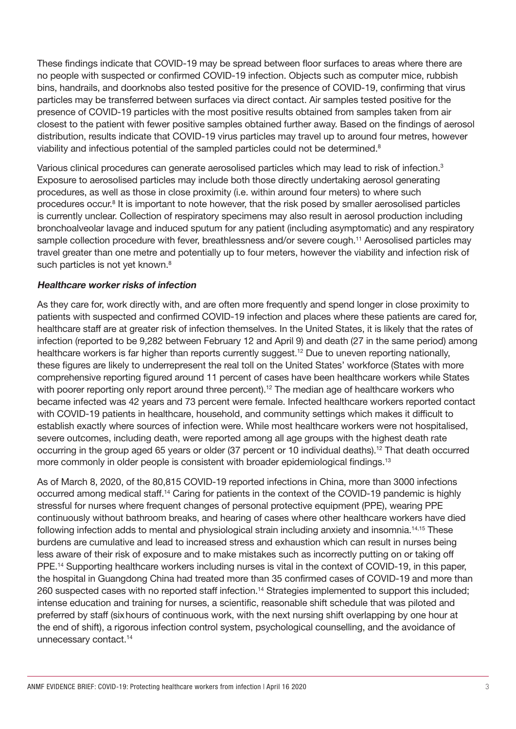These findings indicate that COVID-19 may be spread between floor surfaces to areas where there are no people with suspected or confirmed COVID-19 infection. Objects such as computer mice, rubbish bins, handrails, and doorknobs also tested positive for the presence of COVID-19, confirming that virus particles may be transferred between surfaces via direct contact. Air samples tested positive for the presence of COVID-19 particles with the most positive results obtained from samples taken from air closest to the patient with fewer positive samples obtained further away. Based on the findings of aerosol distribution, results indicate that COVID-19 virus particles may travel up to around four metres, however viability and infectious potential of the sampled particles could not be determined.[8]

Various clinical procedures can generate aerosolised particles which may lead to risk of infection.[3] Exposure to aerosolised particles may include both those directly undertaking aerosol generating procedures, as well as those in close proximity (i.e. within around four meters) to where such procedures occur.[8] It is important to note however, that the risk posed by smaller aerosolised particles is currently unclear. Collection of respiratory specimens may also result in aerosol production including bronchoalveolar lavage and induced sputum for any patient (including asymptomatic) and any respiratory sample collection procedure with fever, breathlessness and/or severe cough.[11] Aerosolised particles may travel greater than one metre and potentially up to four meters, however the viability and infection risk of such particles is not yet known.[8]

***Healthcare worker risks of infection***

As they care for, work directly with, and are often more frequently and spend longer in close proximity to patients with suspected and confirmed COVID-19 infection and places where these patients are cared for, healthcare staff are at greater risk of infection themselves. In the United States, it is likely that the rates of infection (reported to be 9,282 between February 12 and April 9) and death (27 in the same period) among healthcare workers is far higher than reports currently suggest.[12] Due to uneven reporting nationally, these figures are likely to underrepresent the real toll on the United States' workforce (States with more comprehensive reporting figured around 11 percent of cases have been healthcare workers while States with poorer reporting only report around three percent).[12] The median age of healthcare workers who became infected was 42 years and 73 percent were female. Infected healthcare workers reported contact with COVID-19 patients in healthcare, household, and community settings which makes it difficult to establish exactly where sources of infection were. While most healthcare workers were not hospitalised, severe outcomes, including death, were reported among all age groups with the highest death rate occurring in the group aged 65 years or older (37 percent or 10 individual deaths).[12] That death occurred more commonly in older people is consistent with broader epidemiological findings.[13]

As of March 8, 2020, of the 80,815 COVID-19 reported infections in China, more than 3000 infections occurred among medical staff.[14] Caring for patients in the context of the COVID-19 pandemic is highly stressful for nurses where frequent changes of personal protective equipment (PPE), wearing PPE continuously without bathroom breaks, and hearing of cases where other healthcare workers have died following infection adds to mental and physiological strain including anxiety and insomnia.[14,15] These burdens are cumulative and lead to increased stress and exhaustion which can result in nurses being less aware of their risk of exposure and to make mistakes such as incorrectly putting on or taking off PPE.[14] Supporting healthcare workers including nurses is vital in the context of COVID-19, in this paper, the hospital in Guangdong China had treated more than 35 confirmed cases of COVID-19 and more than 260 suspected cases with no reported staff infection.[14] Strategies implemented to support this included; intense education and training for nurses, a scientific, reasonable shift schedule that was piloted and preferred by staff (six hours of continuous work, with the next nursing shift overlapping by one hour at the end of shift), a rigorous infection control system, psychological counselling, and the avoidance of unnecessary contact.[14]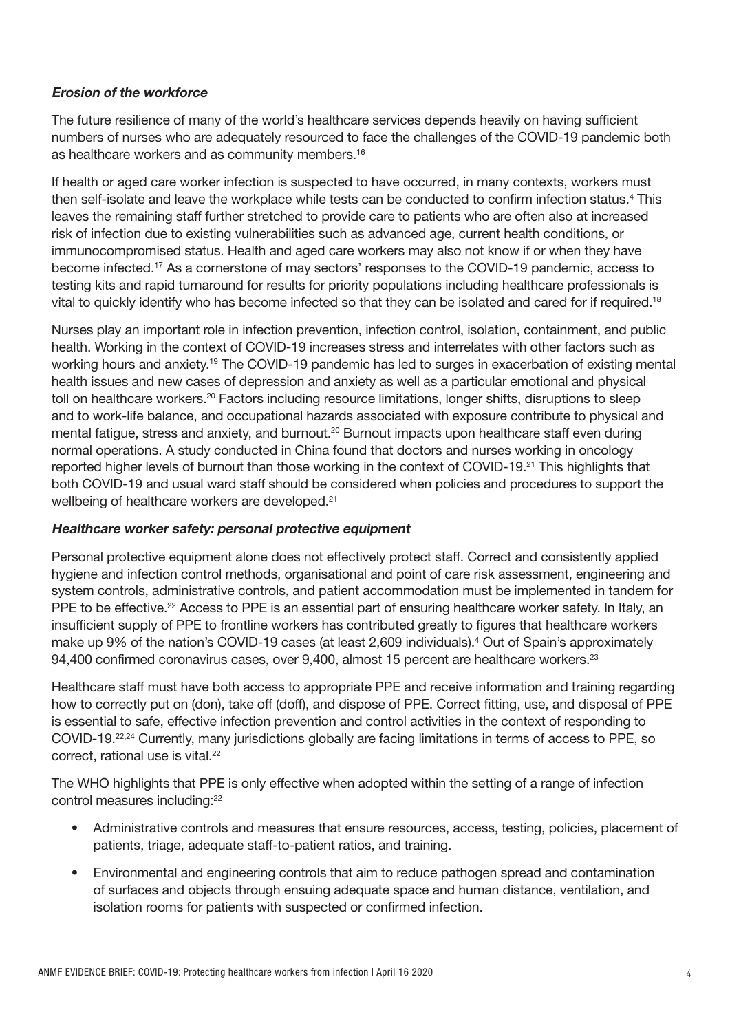### *Erosion of the workforce*

The future resilience of many of the world's healthcare services depends heavily on having sufficient numbers of nurses who are adequately resourced to face the challenges of the COVID-19 pandemic both as healthcare workers and as community members.[16]

If health or aged care worker infection is suspected to have occurred, in many contexts, workers must then self-isolate and leave the workplace while tests can be conducted to confirm infection status.[4] This leaves the remaining staff further stretched to provide care to patients who are often also at increased risk of infection due to existing vulnerabilities such as advanced age, current health conditions, or immunocompromised status. Health and aged care workers may also not know if or when they have become infected.[17] As a cornerstone of may sectors' responses to the COVID-19 pandemic, access to testing kits and rapid turnaround for results for priority populations including healthcare professionals is vital to quickly identify who has become infected so that they can be isolated and cared for if required.[18]

Nurses play an important role in infection prevention, infection control, isolation, containment, and public health. Working in the context of COVID-19 increases stress and interrelates with other factors such as working hours and anxiety.[19] The COVID-19 pandemic has led to surges in exacerbation of existing mental health issues and new cases of depression and anxiety as well as a particular emotional and physical toll on healthcare workers.[20] Factors including resource limitations, longer shifts, disruptions to sleep and to work-life balance, and occupational hazards associated with exposure contribute to physical and mental fatigue, stress and anxiety, and burnout.[20] Burnout impacts upon healthcare staff even during normal operations. A study conducted in China found that doctors and nurses working in oncology reported higher levels of burnout than those working in the context of COVID-19.[21] This highlights that both COVID-19 and usual ward staff should be considered when policies and procedures to support the wellbeing of healthcare workers are developed.[21]

### *Healthcare worker safety: personal protective equipment*

Personal protective equipment alone does not effectively protect staff. Correct and consistently applied hygiene and infection control methods, organisational and point of care risk assessment, engineering and system controls, administrative controls, and patient accommodation must be implemented in tandem for PPE to be effective.[22] Access to PPE is an essential part of ensuring healthcare worker safety. In Italy, an insufficient supply of PPE to frontline workers has contributed greatly to figures that healthcare workers make up 9% of the nation's COVID-19 cases (at least 2,609 individuals).[4] Out of Spain's approximately 94,400 confirmed coronavirus cases, over 9,400, almost 15 percent are healthcare workers.[23]

Healthcare staff must have both access to appropriate PPE and receive information and training regarding how to correctly put on (don), take off (doff), and dispose of PPE. Correct fitting, use, and disposal of PPE is essential to safe, effective infection prevention and control activities in the context of responding to COVID-19.[22,24] Currently, many jurisdictions globally are facing limitations in terms of access to PPE, so correct, rational use is vital.[22]

The WHO highlights that PPE is only effective when adopted within the setting of a range of infection control measures including:[22]

- Administrative controls and measures that ensure resources, access, testing, policies, placement of patients, triage, adequate staff-to-patient ratios, and training.
- Environmental and engineering controls that aim to reduce pathogen spread and contamination of surfaces and objects through ensuing adequate space and human distance, ventilation, and isolation rooms for patients with suspected or confirmed infection.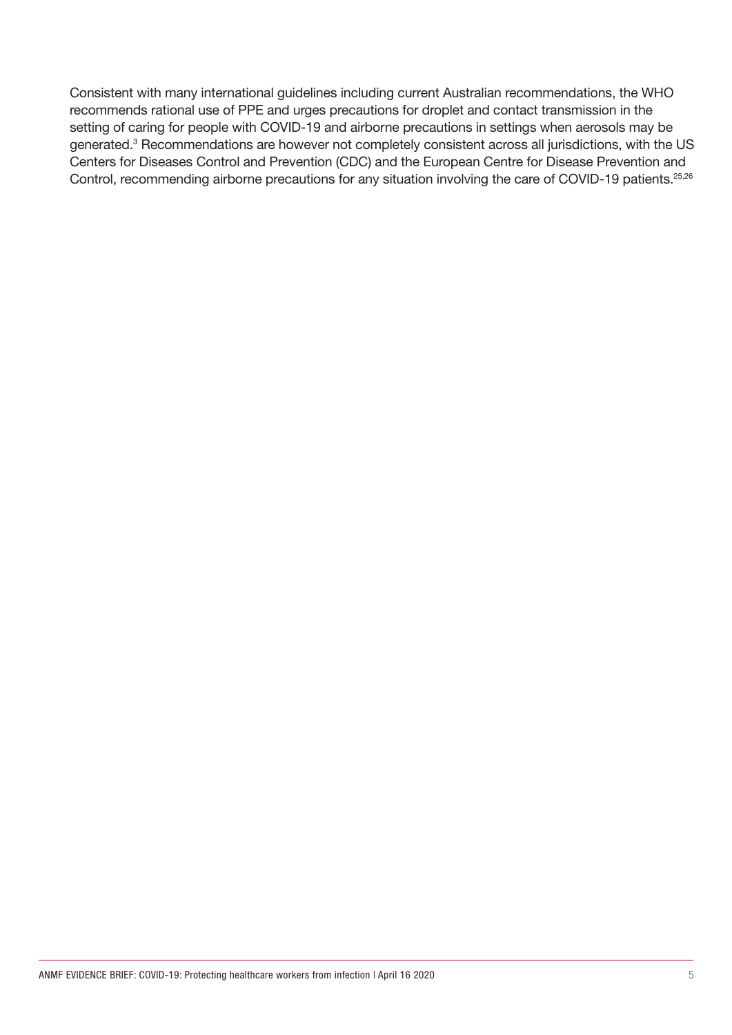Consistent with many international guidelines including current Australian recommendations, the WHO recommends rational use of PPE and urges precautions for droplet and contact transmission in the setting of caring for people with COVID-19 and airborne precautions in settings when aerosols may be generated.[3] Recommendations are however not completely consistent across all jurisdictions, with the US Centers for Diseases Control and Prevention (CDC) and the European Centre for Disease Prevention and Control, recommending airborne precautions for any situation involving the care of COVID-19 patients.[25,26]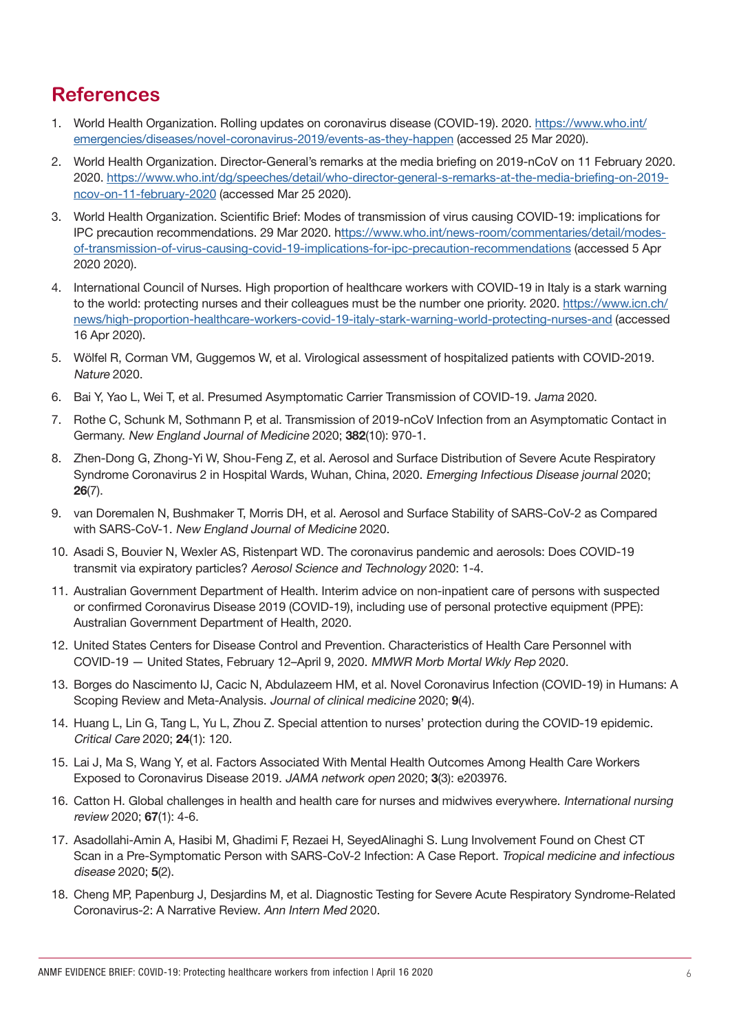## References

1. World Health Organization. Rolling updates on coronavirus disease (COVID-19). 2020. https://www.who.int/emergencies/diseases/novel-coronavirus-2019/events-as-they-happen (accessed 25 Mar 2020).
2. World Health Organization. Director-General's remarks at the media briefing on 2019-nCoV on 11 February 2020. 2020. https://www.who.int/dg/speeches/detail/who-director-general-s-remarks-at-the-media-briefing-on-2019-ncov-on-11-february-2020 (accessed Mar 25 2020).
3. World Health Organization. Scientific Brief: Modes of transmission of virus causing COVID-19: implications for IPC precaution recommendations. 29 Mar 2020. https://www.who.int/news-room/commentaries/detail/modes-of-transmission-of-virus-causing-covid-19-implications-for-ipc-precaution-recommendations (accessed 5 Apr 2020 2020).
4. International Council of Nurses. High proportion of healthcare workers with COVID-19 in Italy is a stark warning to the world: protecting nurses and their colleagues must be the number one priority. 2020. https://www.icn.ch/news/high-proportion-healthcare-workers-covid-19-italy-stark-warning-world-protecting-nurses-and (accessed 16 Apr 2020).
5. Wölfel R, Corman VM, Guggemos W, et al. Virological assessment of hospitalized patients with COVID-2019. *Nature* 2020.
6. Bai Y, Yao L, Wei T, et al. Presumed Asymptomatic Carrier Transmission of COVID-19. *Jama* 2020.
7. Rothe C, Schunk M, Sothmann P, et al. Transmission of 2019-nCoV Infection from an Asymptomatic Contact in Germany. *New England Journal of Medicine* 2020; **382**(10): 970-1.
8. Zhen-Dong G, Zhong-Yi W, Shou-Feng Z, et al. Aerosol and Surface Distribution of Severe Acute Respiratory Syndrome Coronavirus 2 in Hospital Wards, Wuhan, China, 2020. *Emerging Infectious Disease journal* 2020; **26**(7).
9. van Doremalen N, Bushmaker T, Morris DH, et al. Aerosol and Surface Stability of SARS-CoV-2 as Compared with SARS-CoV-1. *New England Journal of Medicine* 2020.
10. Asadi S, Bouvier N, Wexler AS, Ristenpart WD. The coronavirus pandemic and aerosols: Does COVID-19 transmit via expiratory particles? *Aerosol Science and Technology* 2020: 1-4.
11. Australian Government Department of Health. Interim advice on non-inpatient care of persons with suspected or confirmed Coronavirus Disease 2019 (COVID-19), including use of personal protective equipment (PPE): Australian Government Department of Health, 2020.
12. United States Centers for Disease Control and Prevention. Characteristics of Health Care Personnel with COVID-19 — United States, February 12–April 9, 2020. *MMWR Morb Mortal Wkly Rep* 2020.
13. Borges do Nascimento IJ, Cacic N, Abdulazeem HM, et al. Novel Coronavirus Infection (COVID-19) in Humans: A Scoping Review and Meta-Analysis. *Journal of clinical medicine* 2020; **9**(4).
14. Huang L, Lin G, Tang L, Yu L, Zhou Z. Special attention to nurses' protection during the COVID-19 epidemic. *Critical Care* 2020; **24**(1): 120.
15. Lai J, Ma S, Wang Y, et al. Factors Associated With Mental Health Outcomes Among Health Care Workers Exposed to Coronavirus Disease 2019. *JAMA network open* 2020; **3**(3): e203976.
16. Catton H. Global challenges in health and health care for nurses and midwives everywhere. *International nursing review* 2020; **67**(1): 4-6.
17. Asadollahi-Amin A, Hasibi M, Ghadimi F, Rezaei H, SeyedAlinaghi S. Lung Involvement Found on Chest CT Scan in a Pre-Symptomatic Person with SARS-CoV-2 Infection: A Case Report. *Tropical medicine and infectious disease* 2020; **5**(2).
18. Cheng MP, Papenburg J, Desjardins M, et al. Diagnostic Testing for Severe Acute Respiratory Syndrome-Related Coronavirus-2: A Narrative Review. *Ann Intern Med* 2020.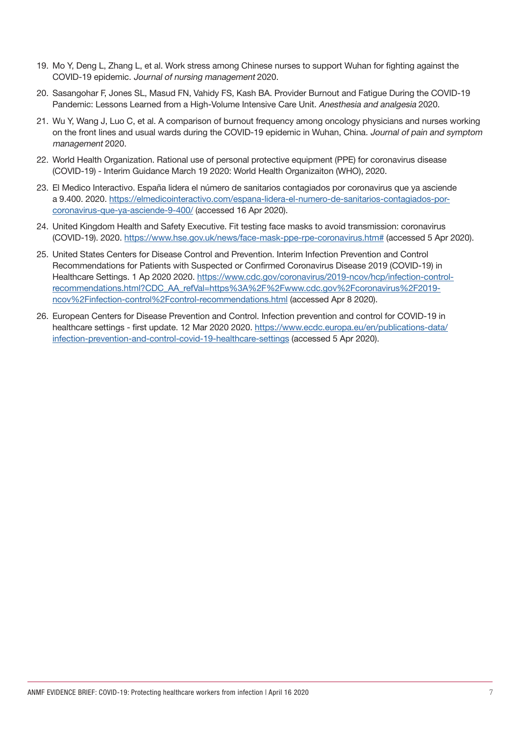19. Mo Y, Deng L, Zhang L, et al. Work stress among Chinese nurses to support Wuhan for fighting against the COVID-19 epidemic. *Journal of nursing management* 2020.
20. Sasangohar F, Jones SL, Masud FN, Vahidy FS, Kash BA. Provider Burnout and Fatigue During the COVID-19 Pandemic: Lessons Learned from a High-Volume Intensive Care Unit. *Anesthesia and analgesia* 2020.
21. Wu Y, Wang J, Luo C, et al. A comparison of burnout frequency among oncology physicians and nurses working on the front lines and usual wards during the COVID-19 epidemic in Wuhan, China. *Journal of pain and symptom management* 2020.
22. World Health Organization. Rational use of personal protective equipment (PPE) for coronavirus disease (COVID-19) - Interim Guidance March 19 2020: World Health Organizaiton (WHO), 2020.
23. El Medico Interactivo. España lidera el número de sanitarios contagiados por coronavirus que ya asciende a 9.400. 2020. https://elmedicointeractivo.com/espana-lidera-el-numero-de-sanitarios-contagiados-por-coronavirus-que-ya-asciende-9-400/ (accessed 16 Apr 2020).
24. United Kingdom Health and Safety Executive. Fit testing face masks to avoid transmission: coronavirus (COVID-19). 2020. https://www.hse.gov.uk/news/face-mask-ppe-rpe-coronavirus.htm# (accessed 5 Apr 2020).
25. United States Centers for Disease Control and Prevention. Interim Infection Prevention and Control Recommendations for Patients with Suspected or Confirmed Coronavirus Disease 2019 (COVID-19) in Healthcare Settings. 1 Ap 2020 2020. https://www.cdc.gov/coronavirus/2019-ncov/hcp/infection-control-recommendations.html?CDC_AA_refVal=https%3A%2F%2Fwww.cdc.gov%2Fcoronavirus%2F2019-ncov%2Finfection-control%2Fcontrol-recommendations.html (accessed Apr 8 2020).
26. European Centers for Disease Prevention and Control. Infection prevention and control for COVID-19 in healthcare settings - first update. 12 Mar 2020 2020. https://www.ecdc.europa.eu/en/publications-data/infection-prevention-and-control-covid-19-healthcare-settings (accessed 5 Apr 2020).